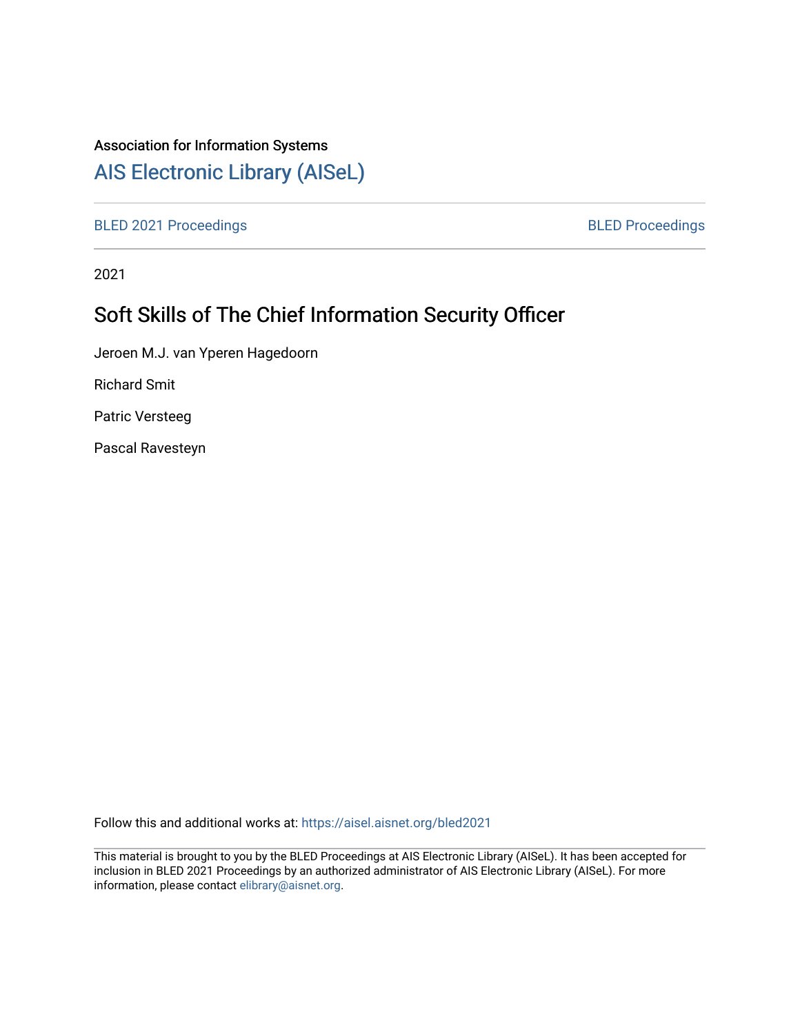Association for Information Systems

[AIS Electronic Library (AISeL)](https://aisel.aisnet.org/)

BLED 2021 Proceedings | BLED Proceedings

2021

# Soft Skills of The Chief Information Security Officer

Jeroen M.J. van Yperen Hagedoorn

Richard Smit

Patric Versteeg

Pascal Ravesteyn

Follow this and additional works at: https://aisel.aisnet.org/bled2021

This material is brought to you by the BLED Proceedings at AIS Electronic Library (AISeL). It has been accepted for inclusion in BLED 2021 Proceedings by an authorized administrator of AIS Electronic Library (AISeL). For more information, please contact elibrary@aisnet.org.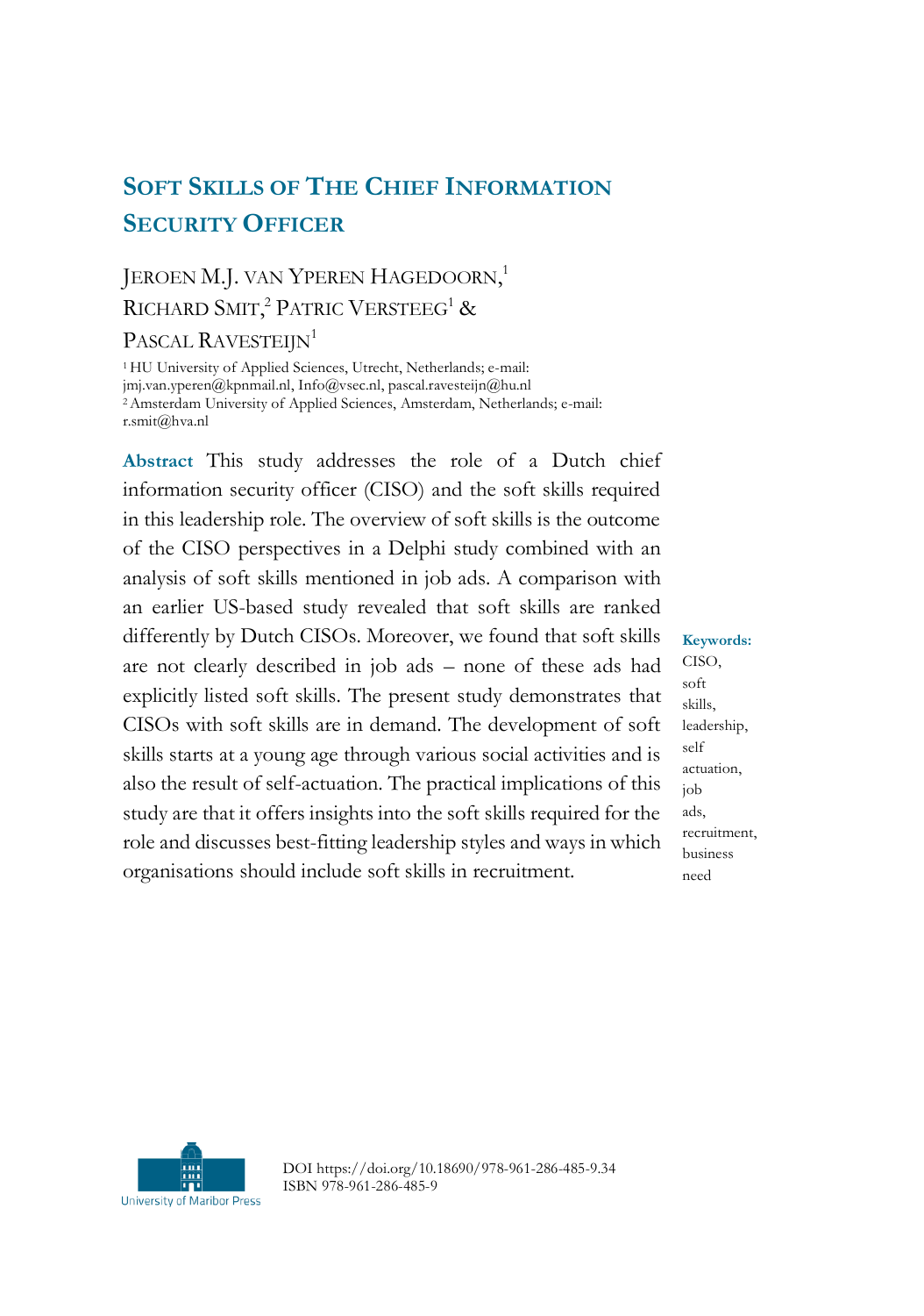# Soft Skills of The Chief Information Security Officer

Jeroen M.J. van Yperen Hagedoorn,[1] Richard Smit,[2] Patric Versteeg[1] & Pascal Ravesteijn[1]

[1] HU University of Applied Sciences, Utrecht, Netherlands; e-mail: jmj.van.yperen@kpnmail.nl, Info@vsec.nl, pascal.ravesteijn@hu.nl
[2] Amsterdam University of Applied Sciences, Amsterdam, Netherlands; e-mail: r.smit@hva.nl

**Abstract** This study addresses the role of a Dutch chief information security officer (CISO) and the soft skills required in this leadership role. The overview of soft skills is the outcome of the CISO perspectives in a Delphi study combined with an analysis of soft skills mentioned in job ads. A comparison with an earlier US-based study revealed that soft skills are ranked differently by Dutch CISOs. Moreover, we found that soft skills are not clearly described in job ads – none of these ads had explicitly listed soft skills. The present study demonstrates that CISOs with soft skills are in demand. The development of soft skills starts at a young age through various social activities and is also the result of self-actuation. The practical implications of this study are that it offers insights into the soft skills required for the role and discusses best-fitting leadership styles and ways in which organisations should include soft skills in recruitment.

**Keywords:** CISO, soft skills, leadership, self actuation, job ads, recruitment, business need

DOI https://doi.org/10.18690/978-961-286-485-9.34
ISBN 978-961-286-485-9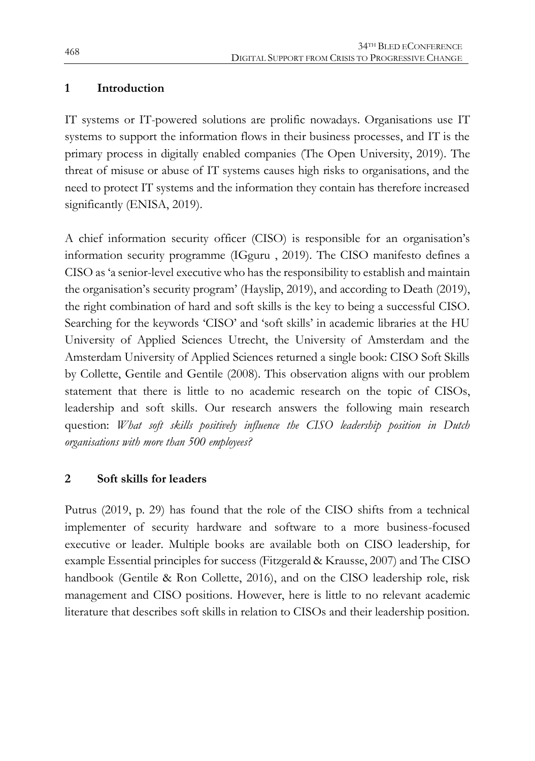## 1 Introduction

IT systems or IT-powered solutions are prolific nowadays. Organisations use IT systems to support the information flows in their business processes, and IT is the primary process in digitally enabled companies (The Open University, 2019). The threat of misuse or abuse of IT systems causes high risks to organisations, and the need to protect IT systems and the information they contain has therefore increased significantly (ENISA, 2019).

A chief information security officer (CISO) is responsible for an organisation's information security programme (IGguru , 2019). The CISO manifesto defines a CISO as 'a senior-level executive who has the responsibility to establish and maintain the organisation's security program' (Hayslip, 2019), and according to Death (2019), the right combination of hard and soft skills is the key to being a successful CISO. Searching for the keywords 'CISO' and 'soft skills' in academic libraries at the HU University of Applied Sciences Utrecht, the University of Amsterdam and the Amsterdam University of Applied Sciences returned a single book: CISO Soft Skills by Collette, Gentile and Gentile (2008). This observation aligns with our problem statement that there is little to no academic research on the topic of CISOs, leadership and soft skills. Our research answers the following main research question: *What soft skills positively influence the CISO leadership position in Dutch organisations with more than 500 employees?*

## 2 Soft skills for leaders

Putrus (2019, p. 29) has found that the role of the CISO shifts from a technical implementer of security hardware and software to a more business-focused executive or leader. Multiple books are available both on CISO leadership, for example Essential principles for success (Fitzgerald & Krausse, 2007) and The CISO handbook (Gentile & Ron Collette, 2016), and on the CISO leadership role, risk management and CISO positions. However, here is little to no relevant academic literature that describes soft skills in relation to CISOs and their leadership position.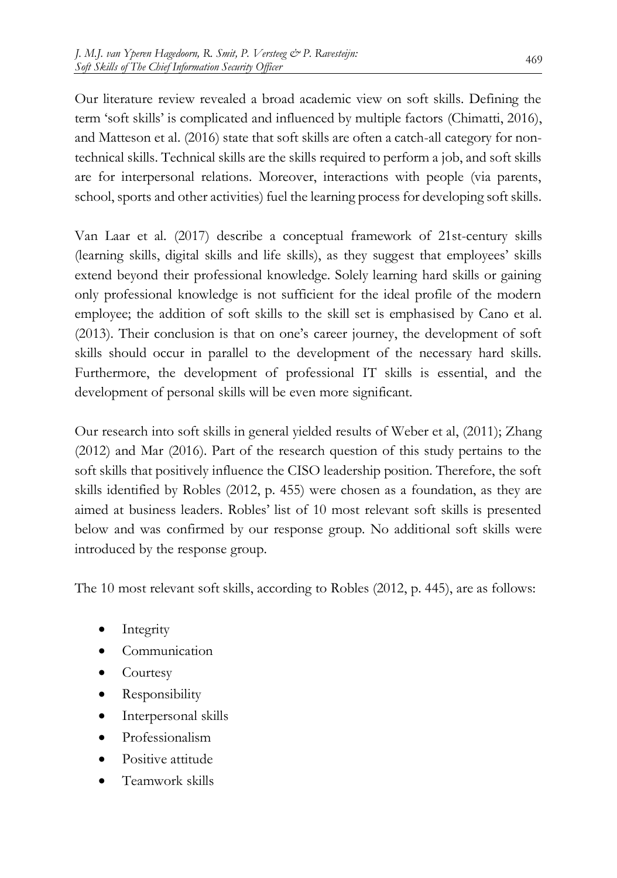Our literature review revealed a broad academic view on soft skills. Defining the term 'soft skills' is complicated and influenced by multiple factors (Chimatti, 2016), and Matteson et al. (2016) state that soft skills are often a catch-all category for non-technical skills. Technical skills are the skills required to perform a job, and soft skills are for interpersonal relations. Moreover, interactions with people (via parents, school, sports and other activities) fuel the learning process for developing soft skills.

Van Laar et al. (2017) describe a conceptual framework of 21st-century skills (learning skills, digital skills and life skills), as they suggest that employees' skills extend beyond their professional knowledge. Solely learning hard skills or gaining only professional knowledge is not sufficient for the ideal profile of the modern employee; the addition of soft skills to the skill set is emphasised by Cano et al. (2013). Their conclusion is that on one's career journey, the development of soft skills should occur in parallel to the development of the necessary hard skills. Furthermore, the development of professional IT skills is essential, and the development of personal skills will be even more significant.

Our research into soft skills in general yielded results of Weber et al, (2011); Zhang (2012) and Mar (2016). Part of the research question of this study pertains to the soft skills that positively influence the CISO leadership position. Therefore, the soft skills identified by Robles (2012, p. 455) were chosen as a foundation, as they are aimed at business leaders. Robles' list of 10 most relevant soft skills is presented below and was confirmed by our response group. No additional soft skills were introduced by the response group.

The 10 most relevant soft skills, according to Robles (2012, p. 445), are as follows:

- Integrity
- Communication
- Courtesy
- Responsibility
- Interpersonal skills
- Professionalism
- Positive attitude
- Teamwork skills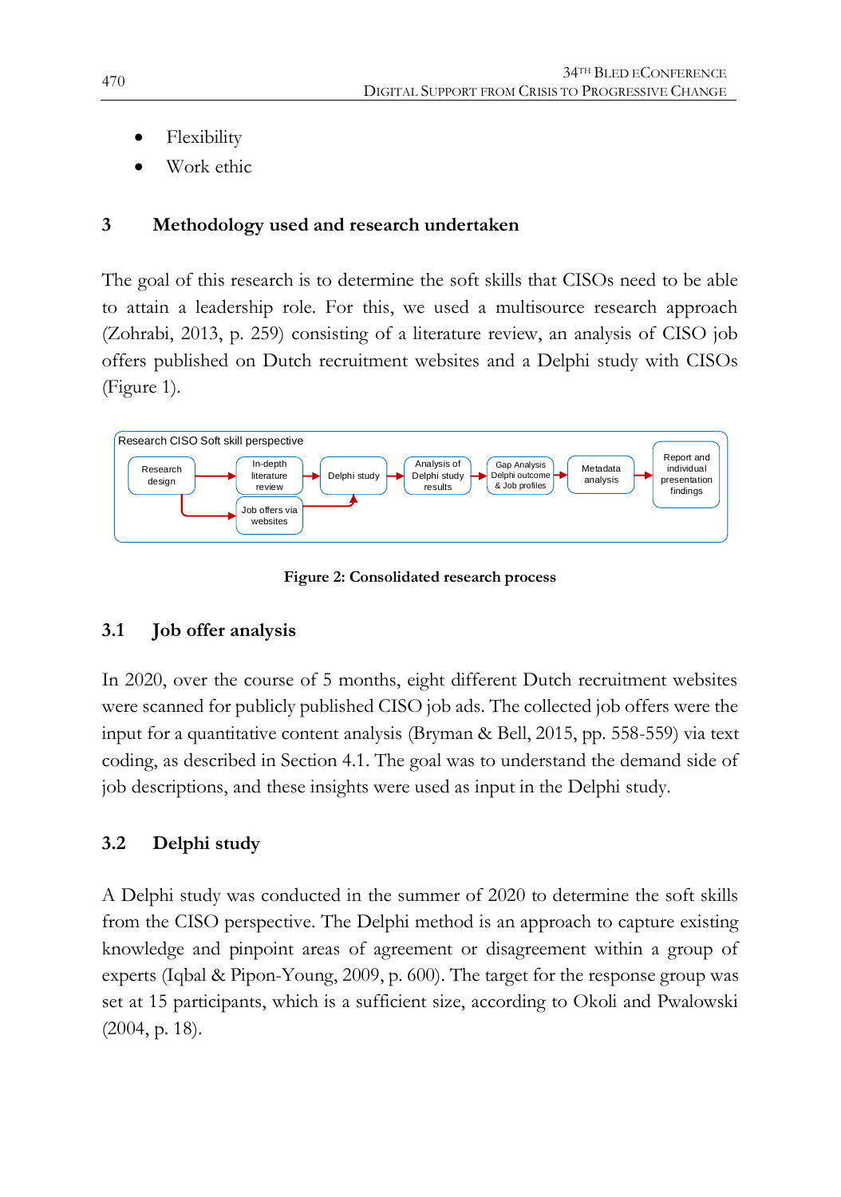- Flexibility
- Work ethic

## 3 Methodology used and research undertaken

The goal of this research is to determine the soft skills that CISOs need to be able to attain a leadership role. For this, we used a multisource research approach (Zohrabi, 2013, p. 259) consisting of a literature review, an analysis of CISO job offers published on Dutch recruitment websites and a Delphi study with CISOs (Figure 1).

Research CISO Soft skill perspective

Research design → In-depth literature review → Delphi study → Analysis of Delphi study results → Gap Analysis Delphi outcome & Job profiles → Metadata analysis → Report and individual presentation findings

Research design → Job offers via websites → Delphi study

**Figure 2: Consolidated research process**

### 3.1 Job offer analysis

In 2020, over the course of 5 months, eight different Dutch recruitment websites were scanned for publicly published CISO job ads. The collected job offers were the input for a quantitative content analysis (Bryman & Bell, 2015, pp. 558-559) via text coding, as described in Section 4.1. The goal was to understand the demand side of job descriptions, and these insights were used as input in the Delphi study.

### 3.2 Delphi study

A Delphi study was conducted in the summer of 2020 to determine the soft skills from the CISO perspective. The Delphi method is an approach to capture existing knowledge and pinpoint areas of agreement or disagreement within a group of experts (Iqbal & Pipon-Young, 2009, p. 600). The target for the response group was set at 15 participants, which is a sufficient size, according to Okoli and Pwalowski (2004, p. 18).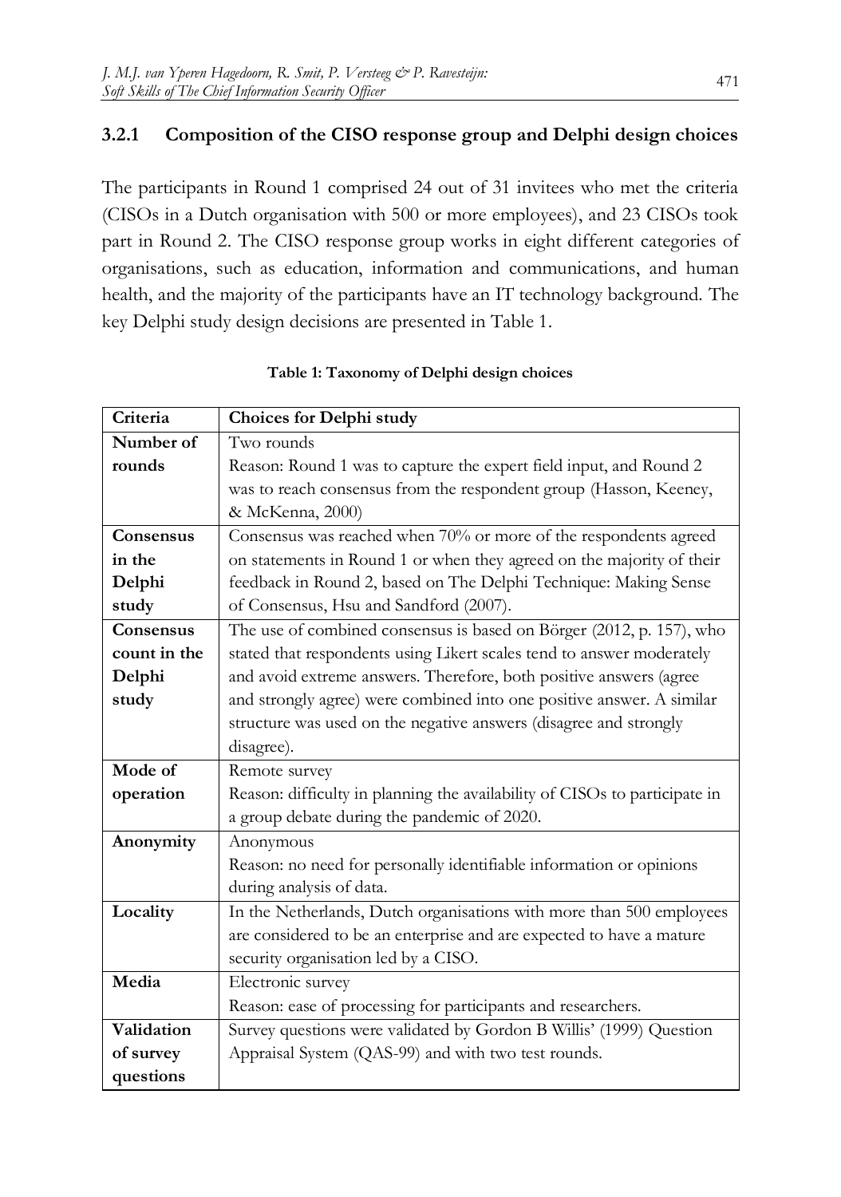### 3.2.1 Composition of the CISO response group and Delphi design choices

The participants in Round 1 comprised 24 out of 31 invitees who met the criteria (CISOs in a Dutch organisation with 500 or more employees), and 23 CISOs took part in Round 2. The CISO response group works in eight different categories of organisations, such as education, information and communications, and human health, and the majority of the participants have an IT technology background. The key Delphi study design decisions are presented in Table 1.

**Table 1: Taxonomy of Delphi design choices**

| Criteria | Choices for Delphi study |
| --- | --- |
| **Number of rounds** | Two rounds<br>Reason: Round 1 was to capture the expert field input, and Round 2 was to reach consensus from the respondent group (Hasson, Keeney, & McKenna, 2000) |
| **Consensus in the Delphi study** | Consensus was reached when 70% or more of the respondents agreed on statements in Round 1 or when they agreed on the majority of their feedback in Round 2, based on The Delphi Technique: Making Sense of Consensus, Hsu and Sandford (2007). |
| **Consensus count in the Delphi study** | The use of combined consensus is based on Börger (2012, p. 157), who stated that respondents using Likert scales tend to answer moderately and avoid extreme answers. Therefore, both positive answers (agree and strongly agree) were combined into one positive answer. A similar structure was used on the negative answers (disagree and strongly disagree). |
| **Mode of operation** | Remote survey<br>Reason: difficulty in planning the availability of CISOs to participate in a group debate during the pandemic of 2020. |
| **Anonymity** | Anonymous<br>Reason: no need for personally identifiable information or opinions during analysis of data. |
| **Locality** | In the Netherlands, Dutch organisations with more than 500 employees are considered to be an enterprise and are expected to have a mature security organisation led by a CISO. |
| **Media** | Electronic survey<br>Reason: ease of processing for participants and researchers. |
| **Validation of survey questions** | Survey questions were validated by Gordon B Willis' (1999) Question Appraisal System (QAS-99) and with two test rounds. |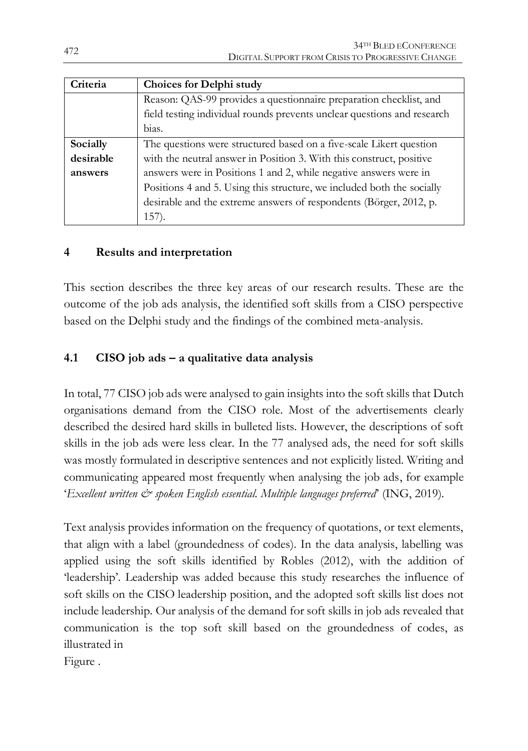| Criteria | Choices for Delphi study |
| --- | --- |
| | Reason: QAS-99 provides a questionnaire preparation checklist, and field testing individual rounds prevents unclear questions and research bias. |
| **Socially desirable answers** | The questions were structured based on a five-scale Likert question with the neutral answer in Position 3. With this construct, positive answers were in Positions 1 and 2, while negative answers were in Positions 4 and 5. Using this structure, we included both the socially desirable and the extreme answers of respondents (Börger, 2012, p. 157). |

## 4 Results and interpretation

This section describes the three key areas of our research results. These are the outcome of the job ads analysis, the identified soft skills from a CISO perspective based on the Delphi study and the findings of the combined meta-analysis.

### 4.1 CISO job ads – a qualitative data analysis

In total, 77 CISO job ads were analysed to gain insights into the soft skills that Dutch organisations demand from the CISO role. Most of the advertisements clearly described the desired hard skills in bulleted lists. However, the descriptions of soft skills in the job ads were less clear. In the 77 analysed ads, the need for soft skills was mostly formulated in descriptive sentences and not explicitly listed. Writing and communicating appeared most frequently when analysing the job ads, for example '*Excellent written & spoken English essential. Multiple languages preferred*' (ING, 2019).

Text analysis provides information on the frequency of quotations, or text elements, that align with a label (groundedness of codes). In the data analysis, labelling was applied using the soft skills identified by Robles (2012), with the addition of 'leadership'. Leadership was added because this study researches the influence of soft skills on the CISO leadership position, and the adopted soft skills list does not include leadership. Our analysis of the demand for soft skills in job ads revealed that communication is the top soft skill based on the groundedness of codes, as illustrated in
Figure .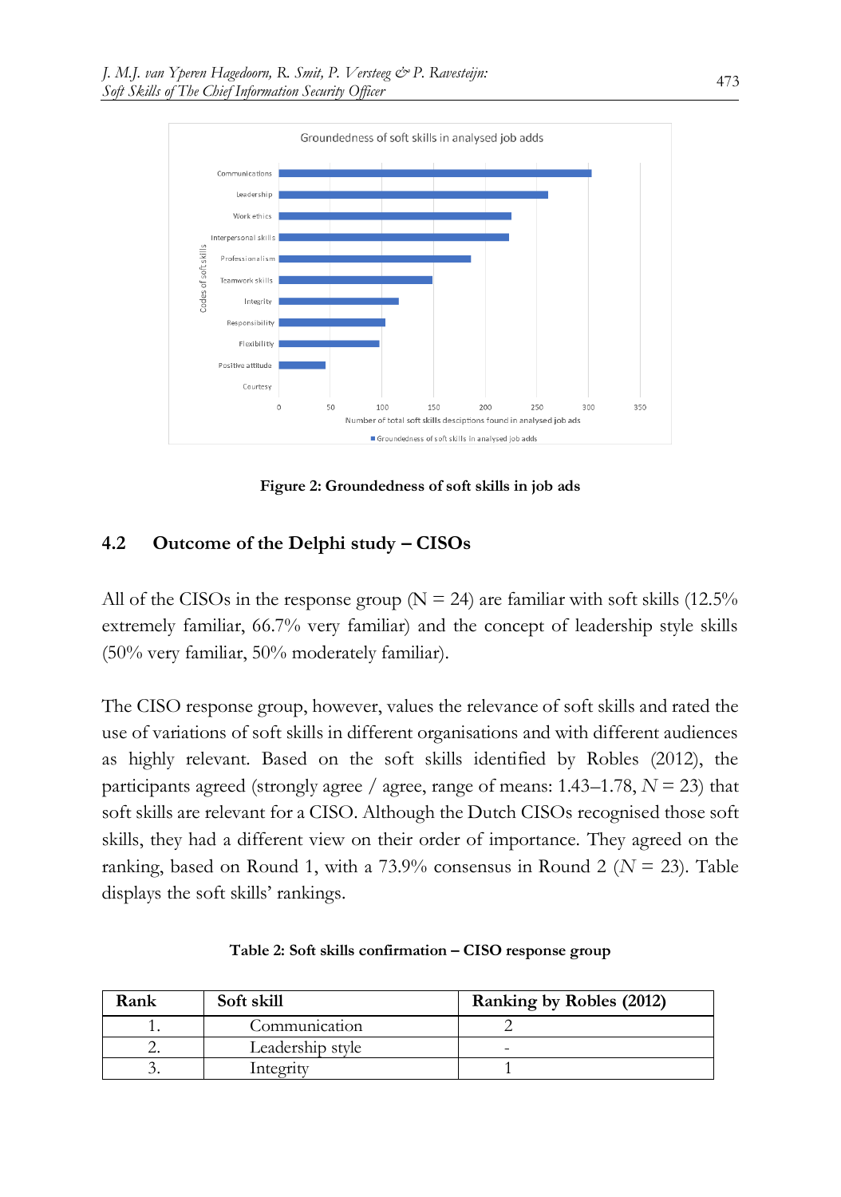Figure 2: Groundedness of soft skills in job ads

## 4.2 Outcome of the Delphi study – CISOs

All of the CISOs in the response group (N = 24) are familiar with soft skills (12.5% extremely familiar, 66.7% very familiar) and the concept of leadership style skills (50% very familiar, 50% moderately familiar).

The CISO response group, however, values the relevance of soft skills and rated the use of variations of soft skills in different organisations and with different audiences as highly relevant. Based on the soft skills identified by Robles (2012), the participants agreed (strongly agree / agree, range of means: 1.43–1.78, $N = 23$) that soft skills are relevant for a CISO. Although the Dutch CISOs recognised those soft skills, they had a different view on their order of importance. They agreed on the ranking, based on Round 1, with a 73.9% consensus in Round 2 ($N = 23$). Table displays the soft skills' rankings.

**Table 2: Soft skills confirmation – CISO response group**

| Rank | Soft skill | Ranking by Robles (2012) |
|---|---|---|
| 1. | Communication | 2 |
| 2. | Leadership style | - |
| 3. | Integrity | 1 |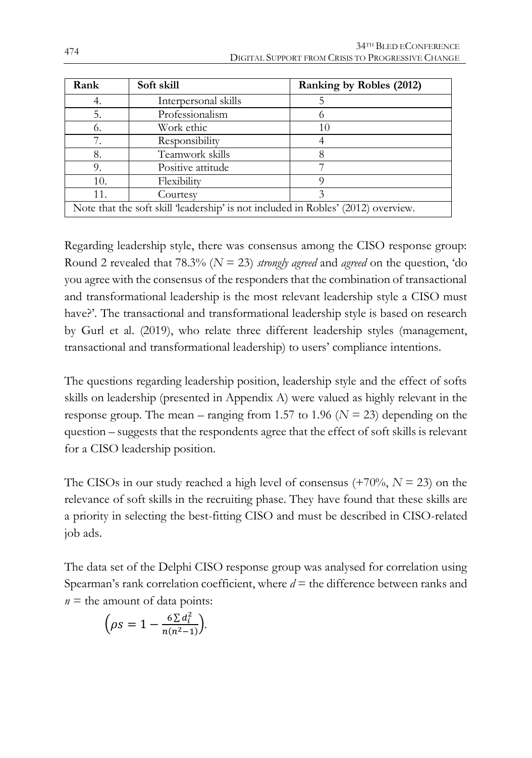| Rank | Soft skill | Ranking by Robles (2012) |
|---|---|---|
| 4. | Interpersonal skills | 5 |
| 5. | Professionalism | 6 |
| 6. | Work ethic | 10 |
| 7. | Responsibility | 4 |
| 8. | Teamwork skills | 8 |
| 9. | Positive attitude | 7 |
| 10. | Flexibility | 9 |
| 11. | Courtesy | 3 |
| Note that the soft skill 'leadership' is not included in Robles' (2012) overview. | | |

Regarding leadership style, there was consensus among the CISO response group: Round 2 revealed that 78.3% ($N = 23$) *strongly agreed* and *agreed* on the question, 'do you agree with the consensus of the responders that the combination of transactional and transformational leadership is the most relevant leadership style a CISO must have?'. The transactional and transformational leadership style is based on research by Gurl et al. (2019), who relate three different leadership styles (management, transactional and transformational leadership) to users' compliance intentions.

The questions regarding leadership position, leadership style and the effect of softs skills on leadership (presented in Appendix A) were valued as highly relevant in the response group. The mean – ranging from 1.57 to 1.96 ($N = 23$) depending on the question – suggests that the respondents agree that the effect of soft skills is relevant for a CISO leadership position.

The CISOs in our study reached a high level of consensus (+70%, $N = 23$) on the relevance of soft skills in the recruiting phase. They have found that these skills are a priority in selecting the best-fitting CISO and must be described in CISO-related job ads.

The data set of the Delphi CISO response group was analysed for correlation using Spearman's rank correlation coefficient, where $d$ = the difference between ranks and $n$ = the amount of data points:

$$\left(\rho s = 1 - \frac{6 \sum d_i^2}{n(n^2 - 1)}\right).$$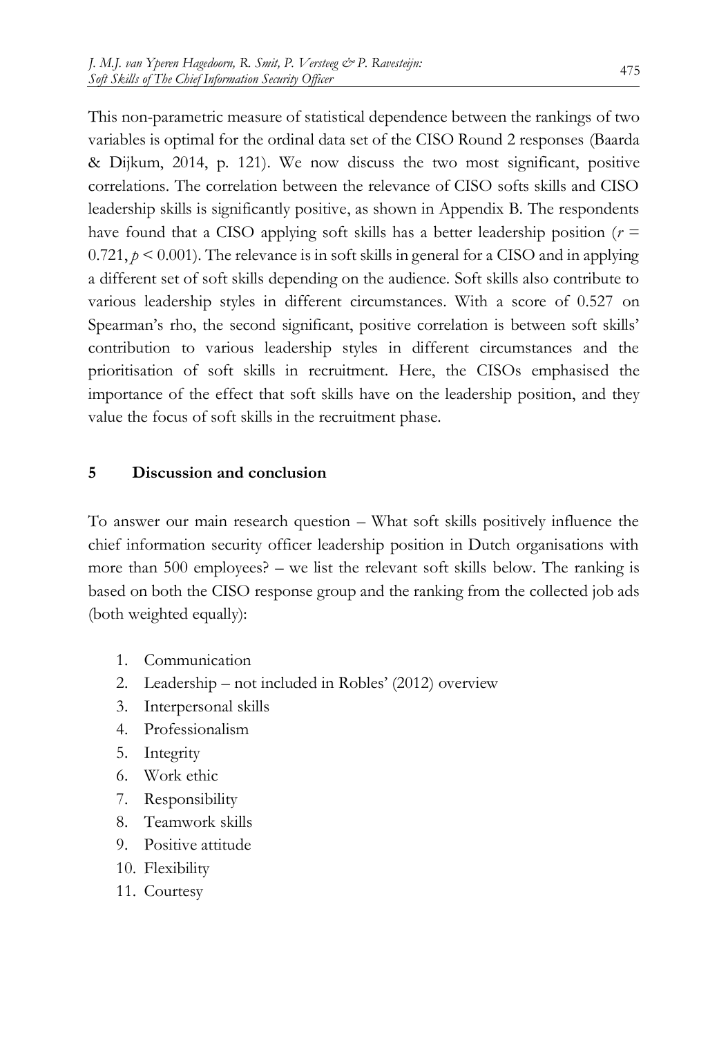This non-parametric measure of statistical dependence between the rankings of two variables is optimal for the ordinal data set of the CISO Round 2 responses (Baarda & Dijkum, 2014, p. 121). We now discuss the two most significant, positive correlations. The correlation between the relevance of CISO softs skills and CISO leadership skills is significantly positive, as shown in Appendix B. The respondents have found that a CISO applying soft skills has a better leadership position ($r = 0.721$, $p < 0.001$). The relevance is in soft skills in general for a CISO and in applying a different set of soft skills depending on the audience. Soft skills also contribute to various leadership styles in different circumstances. With a score of 0.527 on Spearman's rho, the second significant, positive correlation is between soft skills' contribution to various leadership styles in different circumstances and the prioritisation of soft skills in recruitment. Here, the CISOs emphasised the importance of the effect that soft skills have on the leadership position, and they value the focus of soft skills in the recruitment phase.

## 5 Discussion and conclusion

To answer our main research question – What soft skills positively influence the chief information security officer leadership position in Dutch organisations with more than 500 employees? – we list the relevant soft skills below. The ranking is based on both the CISO response group and the ranking from the collected job ads (both weighted equally):

1. Communication
2. Leadership – not included in Robles' (2012) overview
3. Interpersonal skills
4. Professionalism
5. Integrity
6. Work ethic
7. Responsibility
8. Teamwork skills
9. Positive attitude
10. Flexibility
11. Courtesy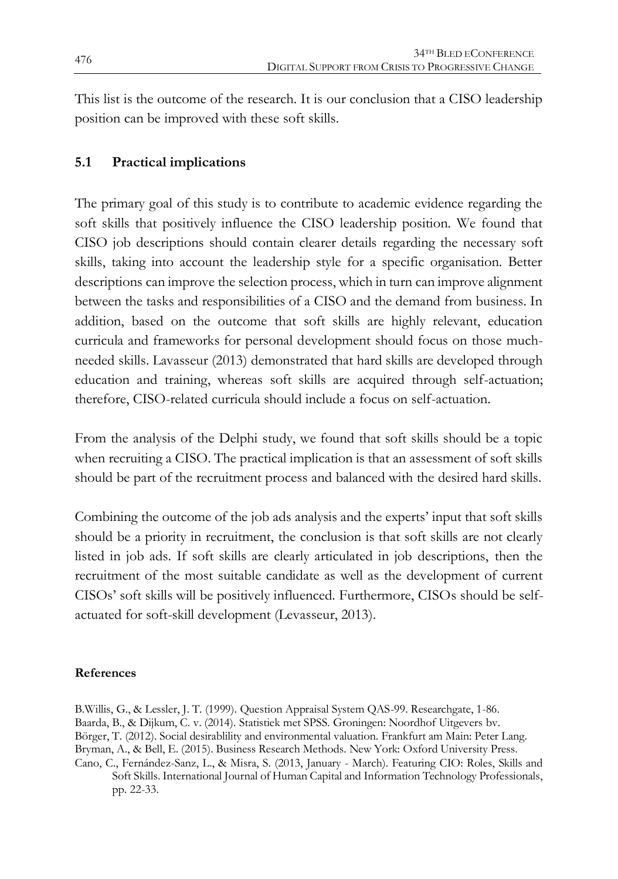This list is the outcome of the research. It is our conclusion that a CISO leadership position can be improved with these soft skills.

## 5.1 Practical implications

The primary goal of this study is to contribute to academic evidence regarding the soft skills that positively influence the CISO leadership position. We found that CISO job descriptions should contain clearer details regarding the necessary soft skills, taking into account the leadership style for a specific organisation. Better descriptions can improve the selection process, which in turn can improve alignment between the tasks and responsibilities of a CISO and the demand from business. In addition, based on the outcome that soft skills are highly relevant, education curricula and frameworks for personal development should focus on those much-needed skills. Lavasseur (2013) demonstrated that hard skills are developed through education and training, whereas soft skills are acquired through self-actuation; therefore, CISO-related curricula should include a focus on self-actuation.

From the analysis of the Delphi study, we found that soft skills should be a topic when recruiting a CISO. The practical implication is that an assessment of soft skills should be part of the recruitment process and balanced with the desired hard skills.

Combining the outcome of the job ads analysis and the experts' input that soft skills should be a priority in recruitment, the conclusion is that soft skills are not clearly listed in job ads. If soft skills are clearly articulated in job descriptions, then the recruitment of the most suitable candidate as well as the development of current CISOs' soft skills will be positively influenced. Furthermore, CISOs should be self-actuated for soft-skill development (Levasseur, 2013).

**References**

B.Willis, G., & Lessler, J. T. (1999). Question Appraisal System QAS-99. Researchgate, 1-86.

Baarda, B., & Dijkum, C. v. (2014). Statistiek met SPSS. Groningen: Noordhof Uitgevers bv.

Börger, T. (2012). Social desirablility and environmental valuation. Frankfurt am Main: Peter Lang.

Bryman, A., & Bell, E. (2015). Business Research Methods. New York: Oxford University Press.

Cano, C., Fernández-Sanz, L., & Misra, S. (2013, January - March). Featuring CIO: Roles, Skills and Soft Skills. International Journal of Human Capital and Information Technology Professionals, pp. 22-33.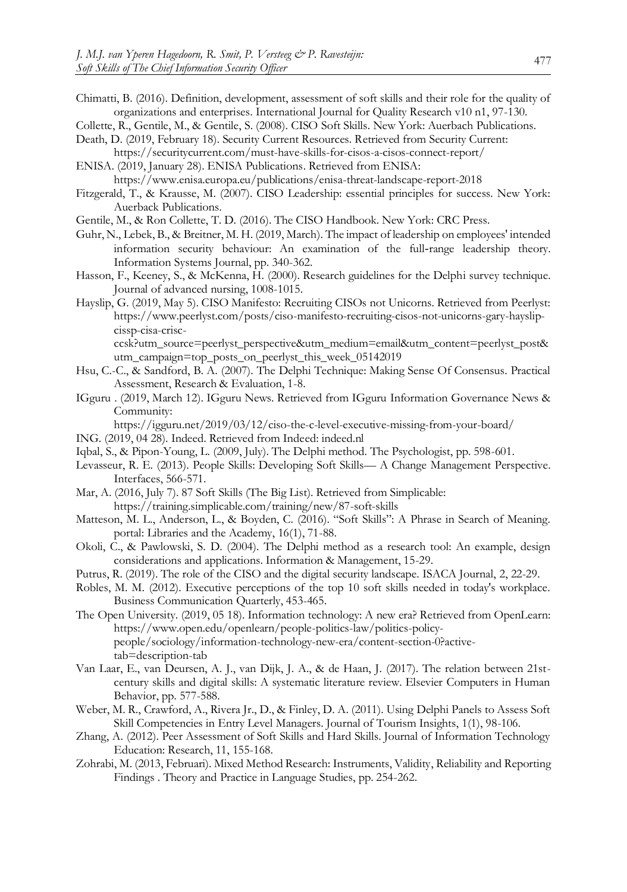Chimatti, B. (2016). Definition, development, assessment of soft skills and their role for the quality of organizations and enterprises. International Journal for Quality Research v10 n1, 97-130.

Collette, R., Gentile, M., & Gentile, S. (2008). CISO Soft Skills. New York: Auerbach Publications.

Death, D. (2019, February 18). Security Current Resources. Retrieved from Security Current: https://securitycurrent.com/must-have-skills-for-cisos-a-cisos-connect-report/

ENISA. (2019, January 28). ENISA Publications. Retrieved from ENISA: https://www.enisa.europa.eu/publications/enisa-threat-landscape-report-2018

Fitzgerald, T., & Krausse, M. (2007). CISO Leadership: essential principles for success. New York: Auerback Publications.

Gentile, M., & Ron Collette, T. D. (2016). The CISO Handbook. New York: CRC Press.

Guhr, N., Lebek, B., & Breitner, M. H. (2019, March). The impact of leadership on employees' intended information security behaviour: An examination of the full-range leadership theory. Information Systems Journal, pp. 340-362.

Hasson, F., Keeney, S., & McKenna, H. (2000). Research guidelines for the Delphi survey technique. Journal of advanced nursing, 1008-1015.

Hayslip, G. (2019, May 5). CISO Manifesto: Recruiting CISOs not Unicorns. Retrieved from Peerlyst: https://www.peerlyst.com/posts/ciso-manifesto-recruiting-cisos-not-unicorns-gary-hayslip-cissp-cisa-crisc-ccsk?utm_source=peerlyst_perspective&utm_medium=email&utm_content=peerlyst_post&utm_campaign=top_posts_on_peerlyst_this_week_05142019

Hsu, C.-C., & Sandford, B. A. (2007). The Delphi Technique: Making Sense Of Consensus. Practical Assessment, Research & Evaluation, 1-8.

IGguru . (2019, March 12). IGguru News. Retrieved from IGguru Information Governance News & Community: https://igguru.net/2019/03/12/ciso-the-c-level-executive-missing-from-your-board/

ING. (2019, 04 28). Indeed. Retrieved from Indeed: indeed.nl

Iqbal, S., & Pipon-Young, L. (2009, July). The Delphi method. The Psychologist, pp. 598-601.

Levasseur, R. E. (2013). People Skills: Developing Soft Skills— A Change Management Perspective. Interfaces, 566-571.

Mar, A. (2016, July 7). 87 Soft Skills (The Big List). Retrieved from Simplicable: https://training.simplicable.com/training/new/87-soft-skills

Matteson, M. L., Anderson, L., & Boyden, C. (2016). "Soft Skills": A Phrase in Search of Meaning. portal: Libraries and the Academy, 16(1), 71-88.

Okoli, C., & Pawlowski, S. D. (2004). The Delphi method as a research tool: An example, design considerations and applications. Information & Management, 15-29.

Putrus, R. (2019). The role of the CISO and the digital security landscape. ISACA Journal, 2, 22-29.

Robles, M. M. (2012). Executive perceptions of the top 10 soft skills needed in today's workplace. Business Communication Quarterly, 453-465.

The Open University. (2019, 05 18). Information technology: A new era? Retrieved from OpenLearn: https://www.open.edu/openlearn/people-politics-law/politics-policy-people/sociology/information-technology-new-era/content-section-0?active-tab=description-tab

Van Laar, E., van Deursen, A. J., van Dijk, J. A., & de Haan, J. (2017). The relation between 21st-century skills and digital skills: A systematic literature review. Elsevier Computers in Human Behavior, pp. 577-588.

Weber, M. R., Crawford, A., Rivera Jr., D., & Finley, D. A. (2011). Using Delphi Panels to Assess Soft Skill Competencies in Entry Level Managers. Journal of Tourism Insights, 1(1), 98-106.

Zhang, A. (2012). Peer Assessment of Soft Skills and Hard Skills. Journal of Information Technology Education: Research, 11, 155-168.

Zohrabi, M. (2013, Februari). Mixed Method Research: Instruments, Validity, Reliability and Reporting Findings . Theory and Practice in Language Studies, pp. 254-262.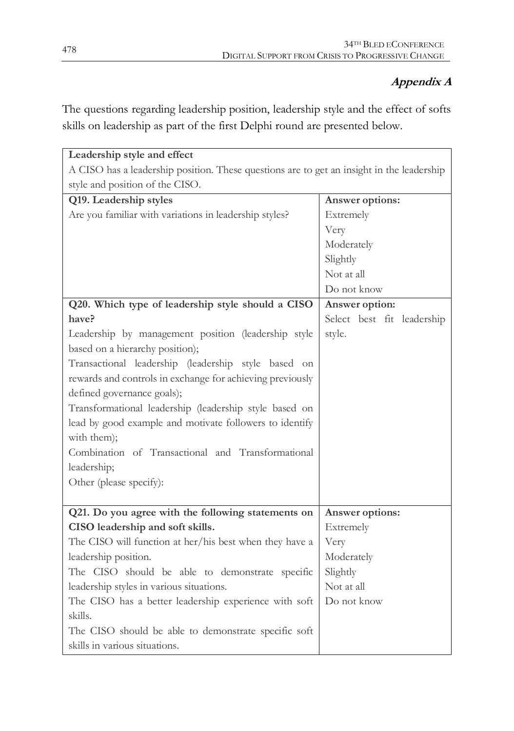## *Appendix A*

The questions regarding leadership position, leadership style and the effect of softs skills on leadership as part of the first Delphi round are presented below.

| **Leadership style and effect**<br>A CISO has a leadership position. These questions are to get an insight in the leadership style and position of the CISO. | |
|---|---|
| **Q19. Leadership styles**<br>Are you familiar with variations in leadership styles? | **Answer options:**<br>Extremely<br>Very<br>Moderately<br>Slightly<br>Not at all<br>Do not know |
| **Q20. Which type of leadership style should a CISO have?**<br>Leadership by management position (leadership style based on a hierarchy position);<br>Transactional leadership (leadership style based on rewards and controls in exchange for achieving previously defined governance goals);<br>Transformational leadership (leadership style based on lead by good example and motivate followers to identify with them);<br>Combination of Transactional and Transformational leadership;<br>Other (please specify): | **Answer option:**<br>Select best fit leadership style. |
| **Q21. Do you agree with the following statements on CISO leadership and soft skills.**<br>The CISO will function at her/his best when they have a leadership position.<br>The CISO should be able to demonstrate specific leadership styles in various situations.<br>The CISO has a better leadership experience with soft skills.<br>The CISO should be able to demonstrate specific soft skills in various situations. | **Answer options:**<br>Extremely<br>Very<br>Moderately<br>Slightly<br>Not at all<br>Do not know |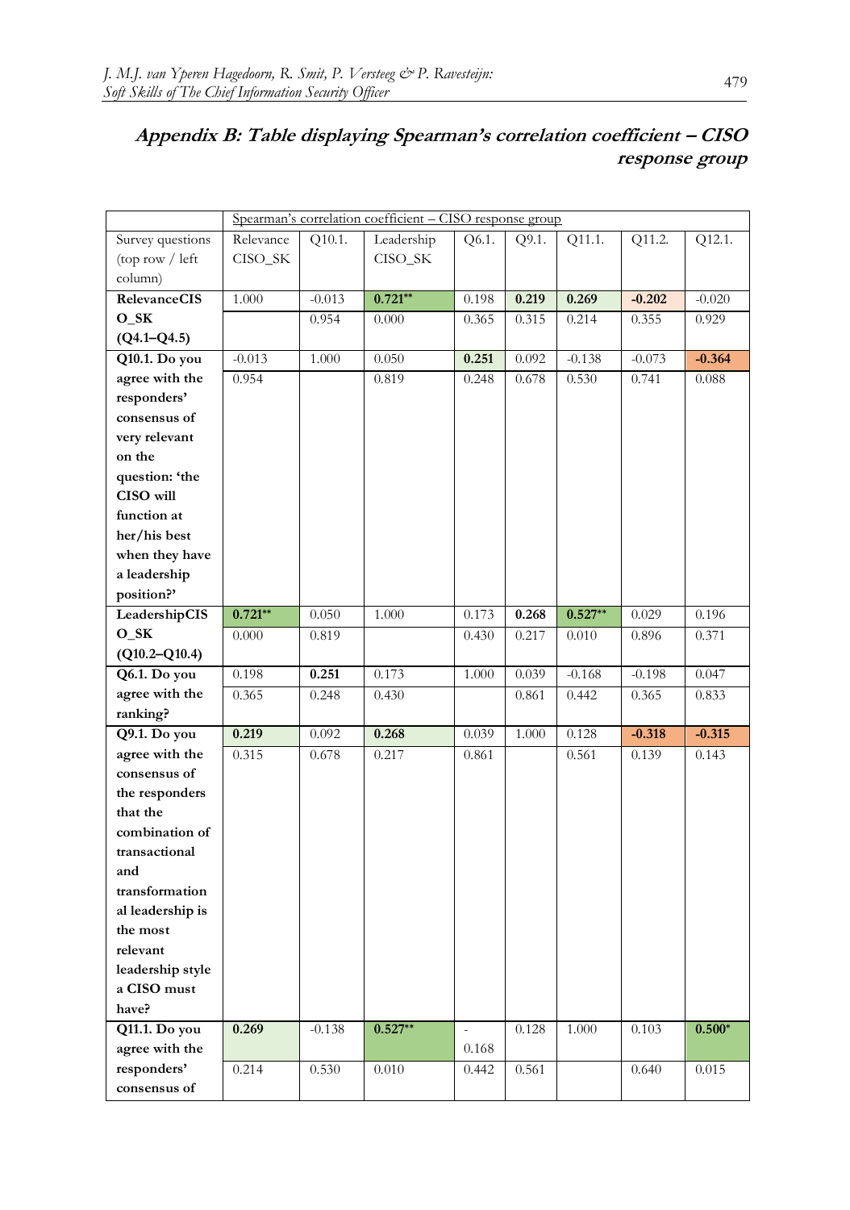## Appendix B: Table displaying Spearman's correlation coefficient – CISO response group

| | Spearman's correlation coefficient – CISO response group | | | | | | | |
|---|---|---|---|---|---|---|---|---|
| Survey questions (top row / left column) | Relevance CISO_SK | Q10.1. | Leadership CISO_SK | Q6.1. | Q9.1. | Q11.1. | Q11.2. | Q12.1. |
| **RelevanceCISO_SK (Q4.1–Q4.5)** | 1.000 | -0.013 | **0.721**\*\* | 0.198 | **0.219** | **0.269** | **-0.202** | -0.020 |
| | | 0.954 | 0.000 | 0.365 | 0.315 | 0.214 | 0.355 | 0.929 |
| **Q10.1. Do you agree with the responders' consensus of very relevant on the question: 'the CISO will function at her/his best when they have a leadership position?'** | -0.013 | 1.000 | 0.050 | **0.251** | 0.092 | -0.138 | -0.073 | **-0.364** |
| | 0.954 | | 0.819 | 0.248 | 0.678 | 0.530 | 0.741 | 0.088 |
| **LeadershipCISO_SK (Q10.2–Q10.4)** | **0.721**\*\* | 0.050 | 1.000 | 0.173 | **0.268** | **0.527**\*\* | 0.029 | 0.196 |
| | 0.000 | 0.819 | | 0.430 | 0.217 | 0.010 | 0.896 | 0.371 |
| **Q6.1. Do you agree with the ranking?** | 0.198 | **0.251** | 0.173 | 1.000 | 0.039 | -0.168 | -0.198 | 0.047 |
| | 0.365 | 0.248 | 0.430 | | 0.861 | 0.442 | 0.365 | 0.833 |
| **Q9.1. Do you agree with the consensus of the responders that the combination of transactional and transformational leadership is the most relevant leadership style a CISO must have?** | **0.219** | 0.092 | **0.268** | 0.039 | 1.000 | 0.128 | **-0.318** | **-0.315** |
| | 0.315 | 0.678 | 0.217 | 0.861 | | 0.561 | 0.139 | 0.143 |
| **Q11.1. Do you agree with the responders' consensus of** | **0.269** | -0.138 | **0.527**\*\* | -0.168 | 0.128 | 1.000 | 0.103 | **0.500**\* |
| | 0.214 | 0.530 | 0.010 | 0.442 | 0.561 | | 0.640 | 0.015 |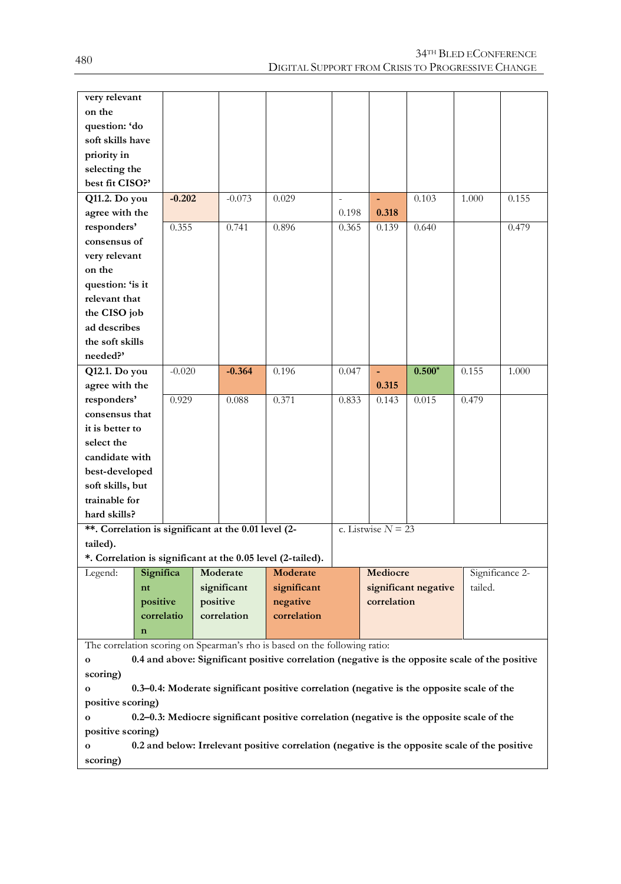| | | | | | | | | |
|---|---|---|---|---|---|---|---|---|
| very relevant on the question: 'do soft skills have priority in selecting the best fit CISO?' | | | | | | | | |
| Q11.2. Do you agree with the responders' consensus of very relevant on the question: 'is it relevant that the CISO job ad describes the soft skills needed?' | **-0.202** | -0.073 | 0.029 | -0.198 | **-0.318** | 0.103 | 1.000 | 0.155 |
| | 0.355 | 0.741 | 0.896 | 0.365 | 0.139 | 0.640 | | 0.479 |
| Q12.1. Do you agree with the responders' consensus that it is better to select the candidate with best-developed soft skills, but trainable for hard skills? | -0.020 | **-0.364** | 0.196 | 0.047 | **-0.315** | **0.500*** | 0.155 | 1.000 |
| | 0.929 | 0.088 | 0.371 | 0.833 | 0.143 | 0.015 | 0.479 | |

**\*\*. Correlation is significant at the 0.01 level (2-tailed).**
**\*. Correlation is significant at the 0.05 level (2-tailed).**

c. Listwise $N = 23$

| Legend: | **Significant positive correlation** | **Moderate significant positive correlation** | **Moderate significant negative correlation** | **Mediocre significant negative correlation** | Significance 2-tailed. |
|---|---|---|---|---|---|

The correlation scoring on Spearman's rho is based on the following ratio:

- **0.4 and above: Significant positive correlation (negative is the opposite scale of the positive scoring)**
- **0.3–0.4: Moderate significant positive correlation (negative is the opposite scale of the positive scoring)**
- **0.2–0.3: Mediocre significant positive correlation (negative is the opposite scale of the positive scoring)**
- **0.2 and below: Irrelevant positive correlation (negative is the opposite scale of the positive scoring)**